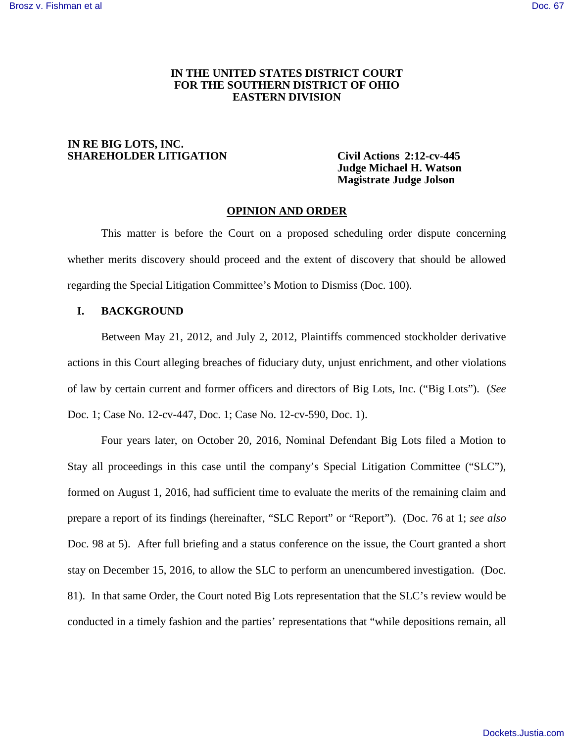**IN THE UNITED STATES DISTRICT COURT**
**FOR THE SOUTHERN DISTRICT OF OHIO**
**EASTERN DIVISION**

**IN RE BIG LOTS, INC. SHAREHOLDER LITIGATION**

**Civil Actions 2:12-cv-445**
**Judge Michael H. Watson**
**Magistrate Judge Jolson**

## OPINION AND ORDER

This matter is before the Court on a proposed scheduling order dispute concerning whether merits discovery should proceed and the extent of discovery that should be allowed regarding the Special Litigation Committee's Motion to Dismiss (Doc. 100).

### I. BACKGROUND

Between May 21, 2012, and July 2, 2012, Plaintiffs commenced stockholder derivative actions in this Court alleging breaches of fiduciary duty, unjust enrichment, and other violations of law by certain current and former officers and directors of Big Lots, Inc. ("Big Lots"). (*See* Doc. 1; Case No. 12-cv-447, Doc. 1; Case No. 12-cv-590, Doc. 1).

Four years later, on October 20, 2016, Nominal Defendant Big Lots filed a Motion to Stay all proceedings in this case until the company's Special Litigation Committee ("SLC"), formed on August 1, 2016, had sufficient time to evaluate the merits of the remaining claim and prepare a report of its findings (hereinafter, "SLC Report" or "Report"). (Doc. 76 at 1; *see also* Doc. 98 at 5). After full briefing and a status conference on the issue, the Court granted a short stay on December 15, 2016, to allow the SLC to perform an unencumbered investigation. (Doc. 81). In that same Order, the Court noted Big Lots representation that the SLC's review would be conducted in a timely fashion and the parties' representations that "while depositions remain, all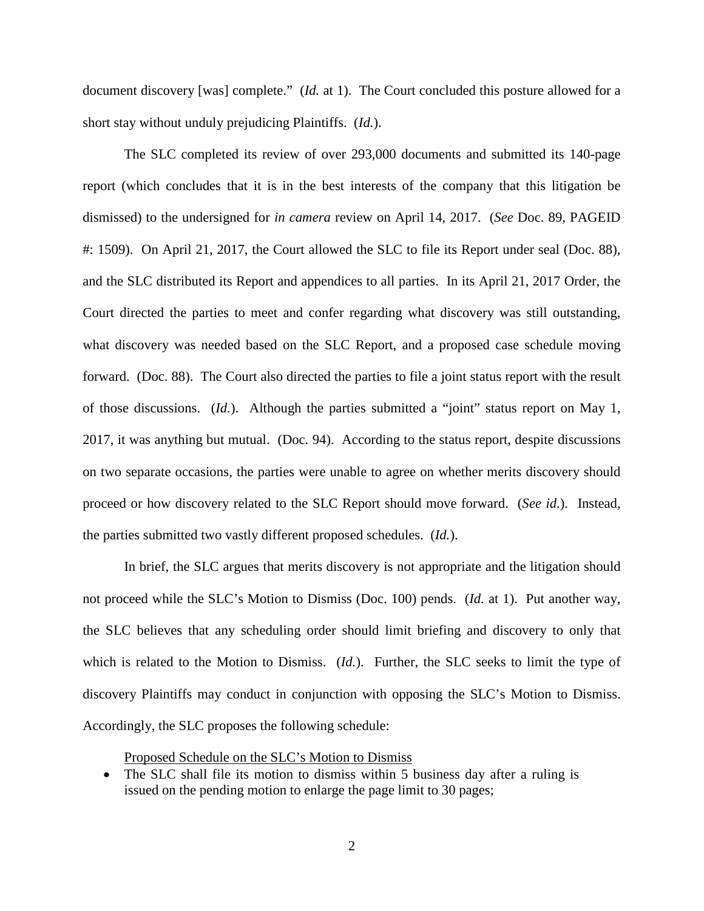document discovery [was] complete." (*Id.* at 1). The Court concluded this posture allowed for a short stay without unduly prejudicing Plaintiffs. (*Id.*).

The SLC completed its review of over 293,000 documents and submitted its 140-page report (which concludes that it is in the best interests of the company that this litigation be dismissed) to the undersigned for *in camera* review on April 14, 2017. (*See* Doc. 89, PAGEID #: 1509). On April 21, 2017, the Court allowed the SLC to file its Report under seal (Doc. 88), and the SLC distributed its Report and appendices to all parties. In its April 21, 2017 Order, the Court directed the parties to meet and confer regarding what discovery was still outstanding, what discovery was needed based on the SLC Report, and a proposed case schedule moving forward. (Doc. 88). The Court also directed the parties to file a joint status report with the result of those discussions. (*Id.*). Although the parties submitted a "joint" status report on May 1, 2017, it was anything but mutual. (Doc. 94). According to the status report, despite discussions on two separate occasions, the parties were unable to agree on whether merits discovery should proceed or how discovery related to the SLC Report should move forward. (*See id.*). Instead, the parties submitted two vastly different proposed schedules. (*Id.*).

In brief, the SLC argues that merits discovery is not appropriate and the litigation should not proceed while the SLC's Motion to Dismiss (Doc. 100) pends. (*Id.* at 1). Put another way, the SLC believes that any scheduling order should limit briefing and discovery to only that which is related to the Motion to Dismiss. (*Id.*). Further, the SLC seeks to limit the type of discovery Plaintiffs may conduct in conjunction with opposing the SLC's Motion to Dismiss. Accordingly, the SLC proposes the following schedule:

<u>Proposed Schedule on the SLC's Motion to Dismiss</u>

- The SLC shall file its motion to dismiss within 5 business day after a ruling is issued on the pending motion to enlarge the page limit to 30 pages;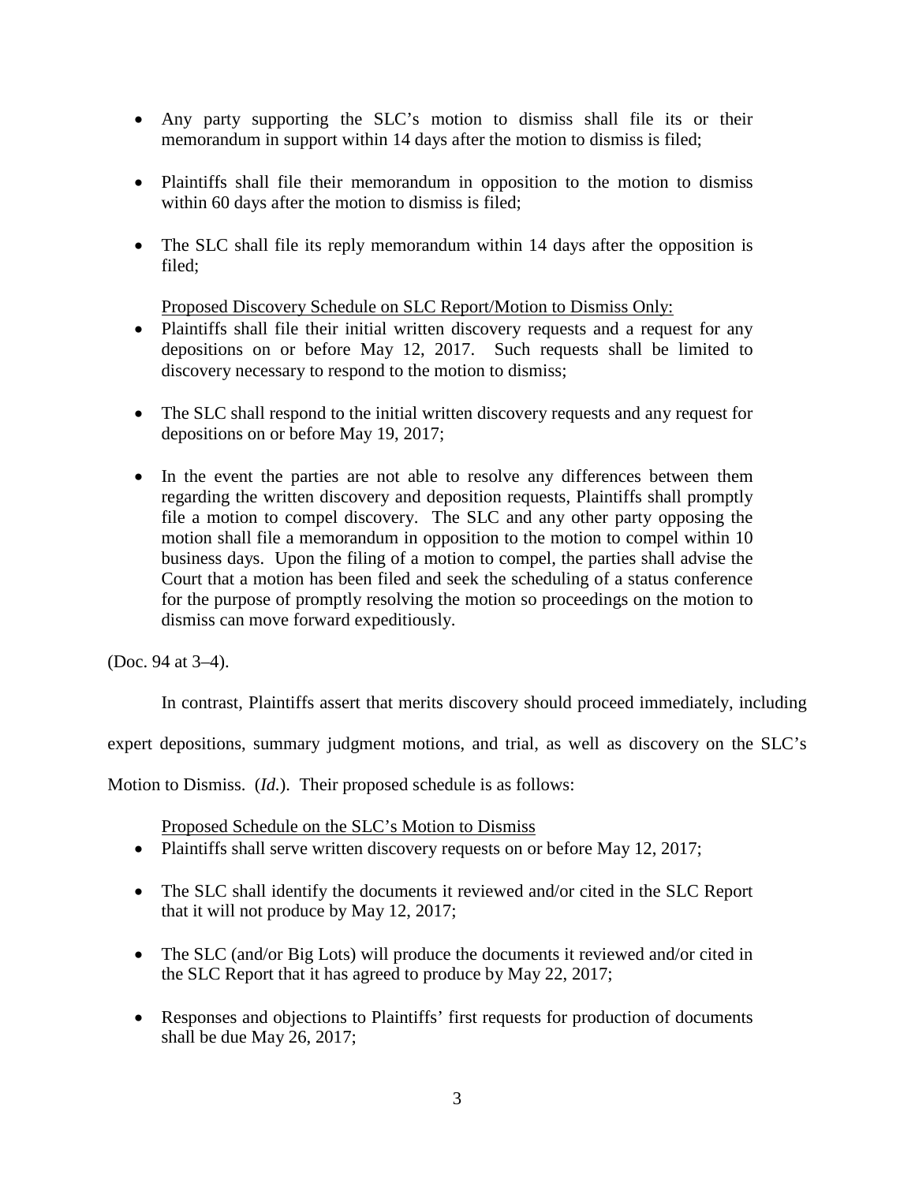- Any party supporting the SLC's motion to dismiss shall file its or their memorandum in support within 14 days after the motion to dismiss is filed;

- Plaintiffs shall file their memorandum in opposition to the motion to dismiss within 60 days after the motion to dismiss is filed;

- The SLC shall file its reply memorandum within 14 days after the opposition is filed;

Proposed Discovery Schedule on SLC Report/Motion to Dismiss Only:

- Plaintiffs shall file their initial written discovery requests and a request for any depositions on or before May 12, 2017. Such requests shall be limited to discovery necessary to respond to the motion to dismiss;

- The SLC shall respond to the initial written discovery requests and any request for depositions on or before May 19, 2017;

- In the event the parties are not able to resolve any differences between them regarding the written discovery and deposition requests, Plaintiffs shall promptly file a motion to compel discovery. The SLC and any other party opposing the motion shall file a memorandum in opposition to the motion to compel within 10 business days. Upon the filing of a motion to compel, the parties shall advise the Court that a motion has been filed and seek the scheduling of a status conference for the purpose of promptly resolving the motion so proceedings on the motion to dismiss can move forward expeditiously.

(Doc. 94 at 3–4).

In contrast, Plaintiffs assert that merits discovery should proceed immediately, including expert depositions, summary judgment motions, and trial, as well as discovery on the SLC's Motion to Dismiss. (*Id.*). Their proposed schedule is as follows:

Proposed Schedule on the SLC's Motion to Dismiss

- Plaintiffs shall serve written discovery requests on or before May 12, 2017;

- The SLC shall identify the documents it reviewed and/or cited in the SLC Report that it will not produce by May 12, 2017;

- The SLC (and/or Big Lots) will produce the documents it reviewed and/or cited in the SLC Report that it has agreed to produce by May 22, 2017;

- Responses and objections to Plaintiffs' first requests for production of documents shall be due May 26, 2017;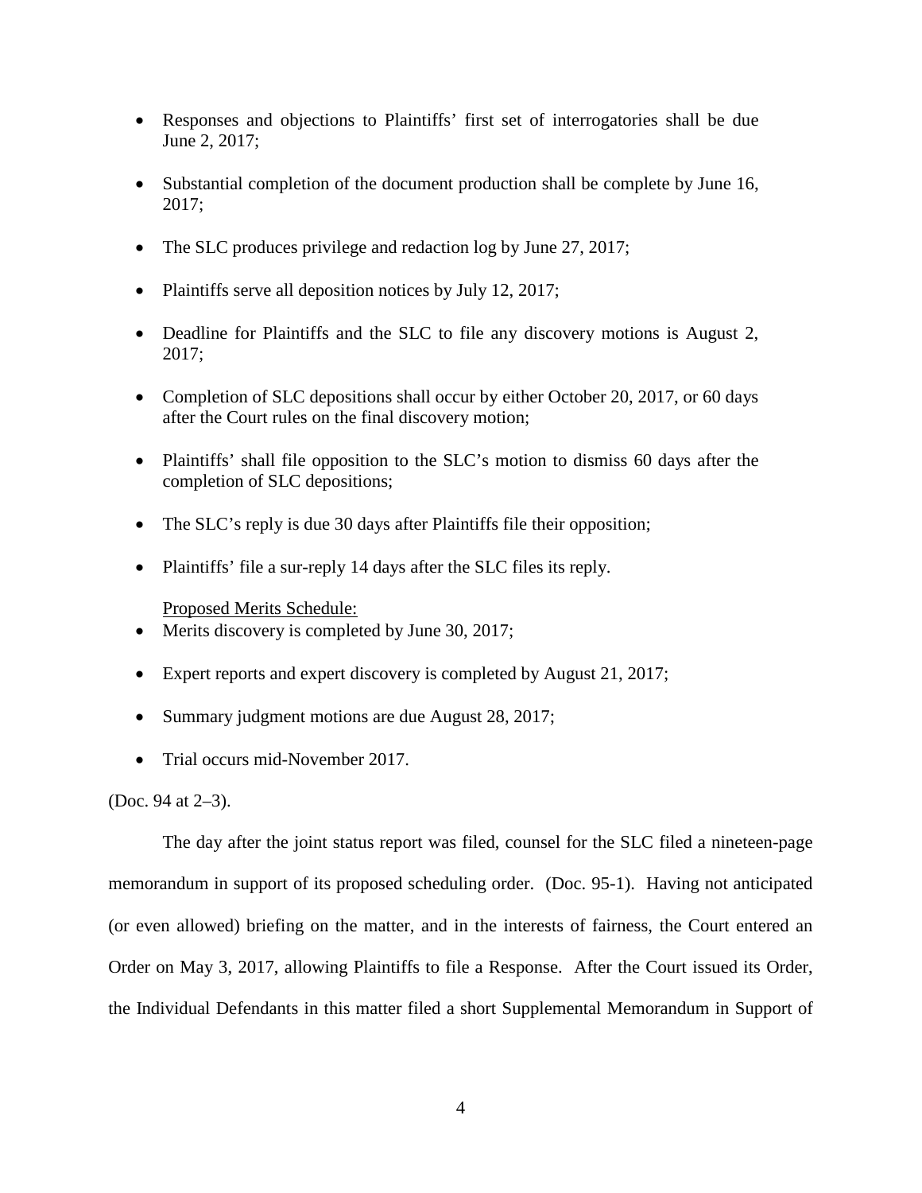- Responses and objections to Plaintiffs' first set of interrogatories shall be due June 2, 2017;

- Substantial completion of the document production shall be complete by June 16, 2017;

- The SLC produces privilege and redaction log by June 27, 2017;

- Plaintiffs serve all deposition notices by July 12, 2017;

- Deadline for Plaintiffs and the SLC to file any discovery motions is August 2, 2017;

- Completion of SLC depositions shall occur by either October 20, 2017, or 60 days after the Court rules on the final discovery motion;

- Plaintiffs' shall file opposition to the SLC's motion to dismiss 60 days after the completion of SLC depositions;

- The SLC's reply is due 30 days after Plaintiffs file their opposition;

- Plaintiffs' file a sur-reply 14 days after the SLC files its reply.

<u>Proposed Merits Schedule:</u>

- Merits discovery is completed by June 30, 2017;

- Expert reports and expert discovery is completed by August 21, 2017;

- Summary judgment motions are due August 28, 2017;

- Trial occurs mid-November 2017.

(Doc. 94 at 2–3).

The day after the joint status report was filed, counsel for the SLC filed a nineteen-page memorandum in support of its proposed scheduling order. (Doc. 95-1). Having not anticipated (or even allowed) briefing on the matter, and in the interests of fairness, the Court entered an Order on May 3, 2017, allowing Plaintiffs to file a Response. After the Court issued its Order, the Individual Defendants in this matter filed a short Supplemental Memorandum in Support of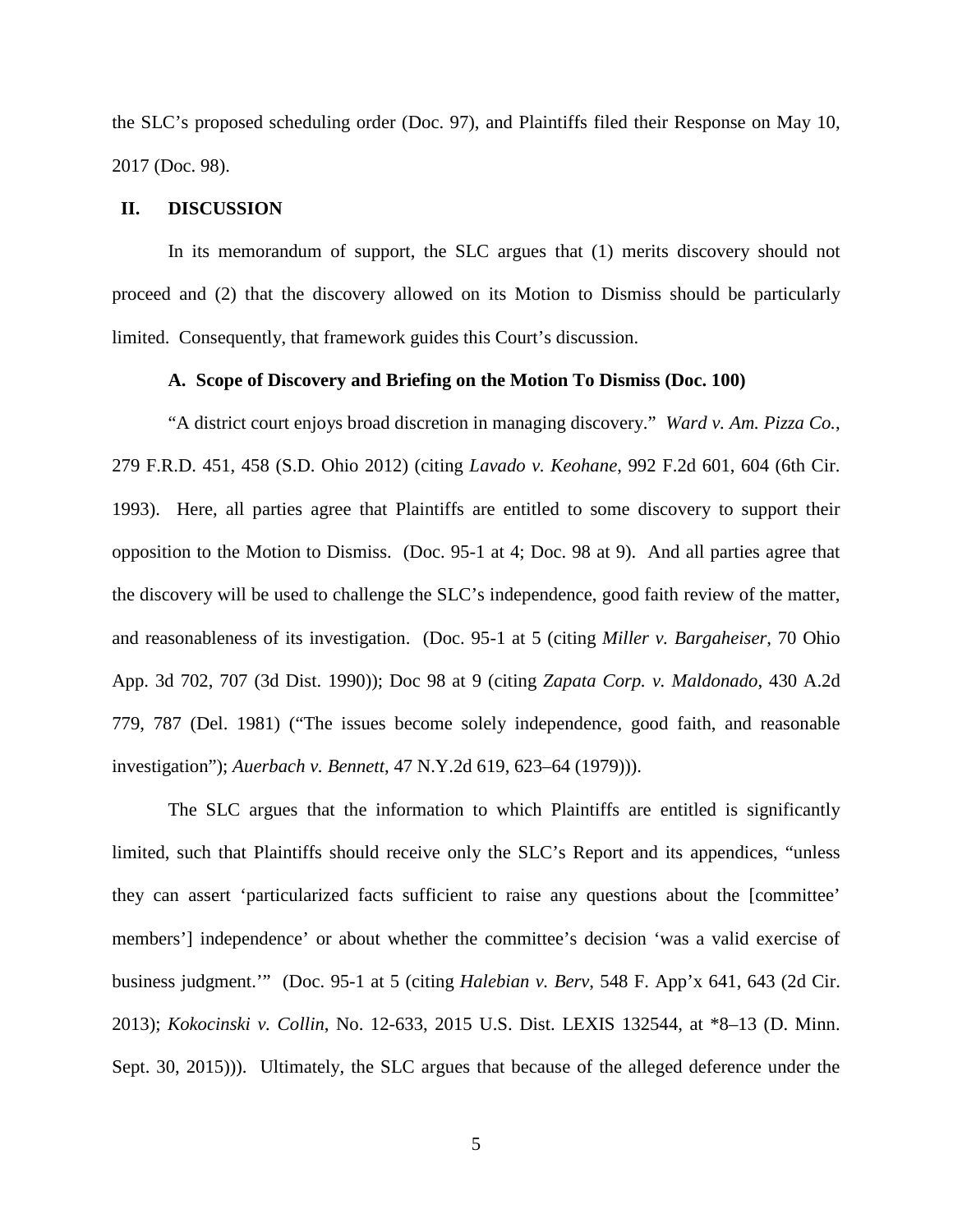the SLC's proposed scheduling order (Doc. 97), and Plaintiffs filed their Response on May 10, 2017 (Doc. 98).

## II. DISCUSSION

In its memorandum of support, the SLC argues that (1) merits discovery should not proceed and (2) that the discovery allowed on its Motion to Dismiss should be particularly limited. Consequently, that framework guides this Court's discussion.

### A. Scope of Discovery and Briefing on the Motion To Dismiss (Doc. 100)

"A district court enjoys broad discretion in managing discovery." *Ward v. Am. Pizza Co.*, 279 F.R.D. 451, 458 (S.D. Ohio 2012) (citing *Lavado v. Keohane*, 992 F.2d 601, 604 (6th Cir. 1993). Here, all parties agree that Plaintiffs are entitled to some discovery to support their opposition to the Motion to Dismiss. (Doc. 95-1 at 4; Doc. 98 at 9). And all parties agree that the discovery will be used to challenge the SLC's independence, good faith review of the matter, and reasonableness of its investigation. (Doc. 95-1 at 5 (citing *Miller v. Bargaheiser*, 70 Ohio App. 3d 702, 707 (3d Dist. 1990)); Doc 98 at 9 (citing *Zapata Corp. v. Maldonado*, 430 A.2d 779, 787 (Del. 1981) ("The issues become solely independence, good faith, and reasonable investigation"); *Auerbach v. Bennett*, 47 N.Y.2d 619, 623–64 (1979))).

The SLC argues that the information to which Plaintiffs are entitled is significantly limited, such that Plaintiffs should receive only the SLC's Report and its appendices, "unless they can assert 'particularized facts sufficient to raise any questions about the [committee' members'] independence' or about whether the committee's decision 'was a valid exercise of business judgment.'" (Doc. 95-1 at 5 (citing *Halebian v. Berv*, 548 F. App'x 641, 643 (2d Cir. 2013); *Kokocinski v. Collin*, No. 12-633, 2015 U.S. Dist. LEXIS 132544, at *8–13 (D. Minn. Sept. 30, 2015))). Ultimately, the SLC argues that because of the alleged deference under the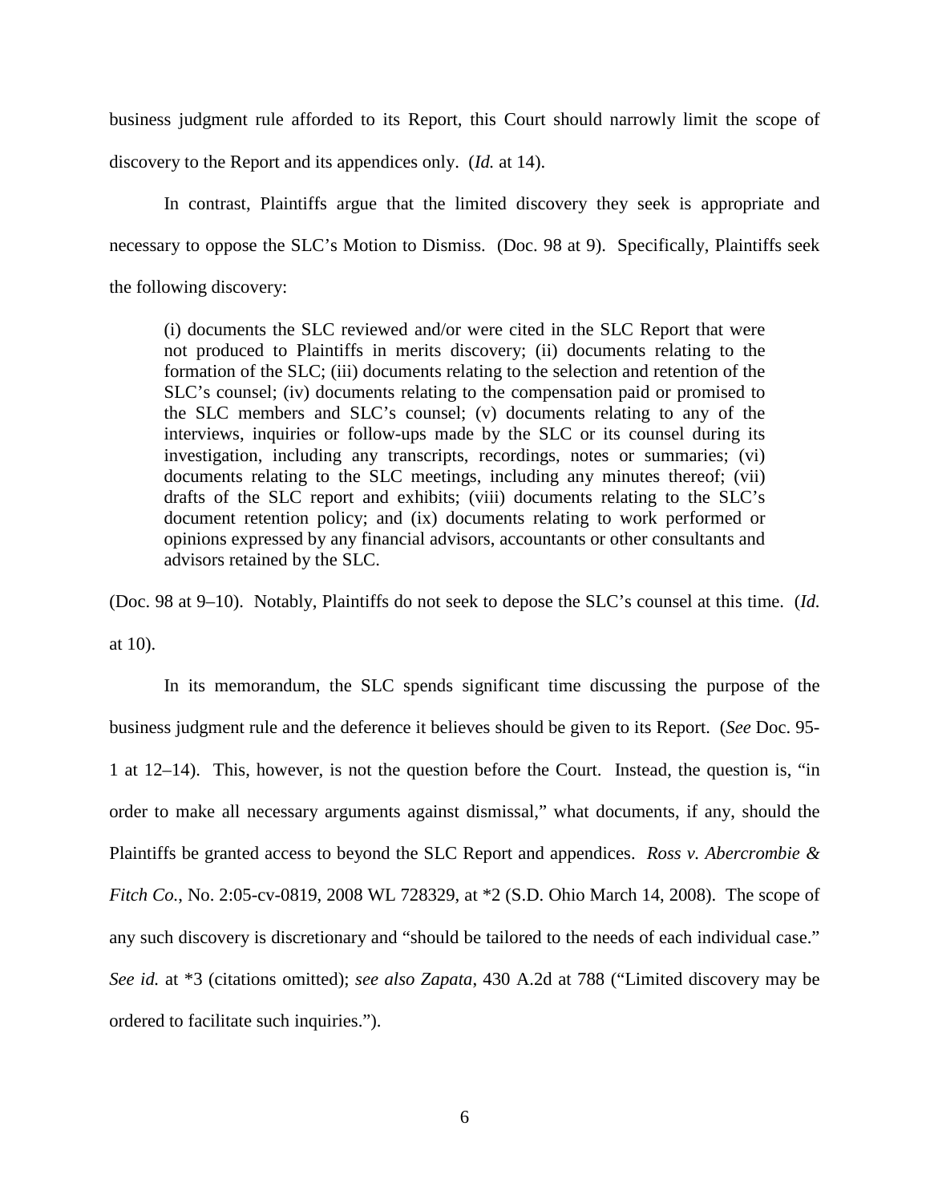business judgment rule afforded to its Report, this Court should narrowly limit the scope of discovery to the Report and its appendices only. (*Id.* at 14).

In contrast, Plaintiffs argue that the limited discovery they seek is appropriate and necessary to oppose the SLC's Motion to Dismiss. (Doc. 98 at 9). Specifically, Plaintiffs seek the following discovery:

> (i) documents the SLC reviewed and/or were cited in the SLC Report that were not produced to Plaintiffs in merits discovery; (ii) documents relating to the formation of the SLC; (iii) documents relating to the selection and retention of the SLC's counsel; (iv) documents relating to the compensation paid or promised to the SLC members and SLC's counsel; (v) documents relating to any of the interviews, inquiries or follow-ups made by the SLC or its counsel during its investigation, including any transcripts, recordings, notes or summaries; (vi) documents relating to the SLC meetings, including any minutes thereof; (vii) drafts of the SLC report and exhibits; (viii) documents relating to the SLC's document retention policy; and (ix) documents relating to work performed or opinions expressed by any financial advisors, accountants or other consultants and advisors retained by the SLC.

(Doc. 98 at 9–10). Notably, Plaintiffs do not seek to depose the SLC's counsel at this time. (*Id.* at 10).

In its memorandum, the SLC spends significant time discussing the purpose of the business judgment rule and the deference it believes should be given to its Report. (*See* Doc. 95-1 at 12–14). This, however, is not the question before the Court. Instead, the question is, "in order to make all necessary arguments against dismissal," what documents, if any, should the Plaintiffs be granted access to beyond the SLC Report and appendices. *Ross v. Abercrombie & Fitch Co.*, No. 2:05-cv-0819, 2008 WL 728329, at *2 (S.D. Ohio March 14, 2008). The scope of any such discovery is discretionary and "should be tailored to the needs of each individual case." *See id.* at *3 (citations omitted); *see also Zapata*, 430 A.2d at 788 ("Limited discovery may be ordered to facilitate such inquiries.").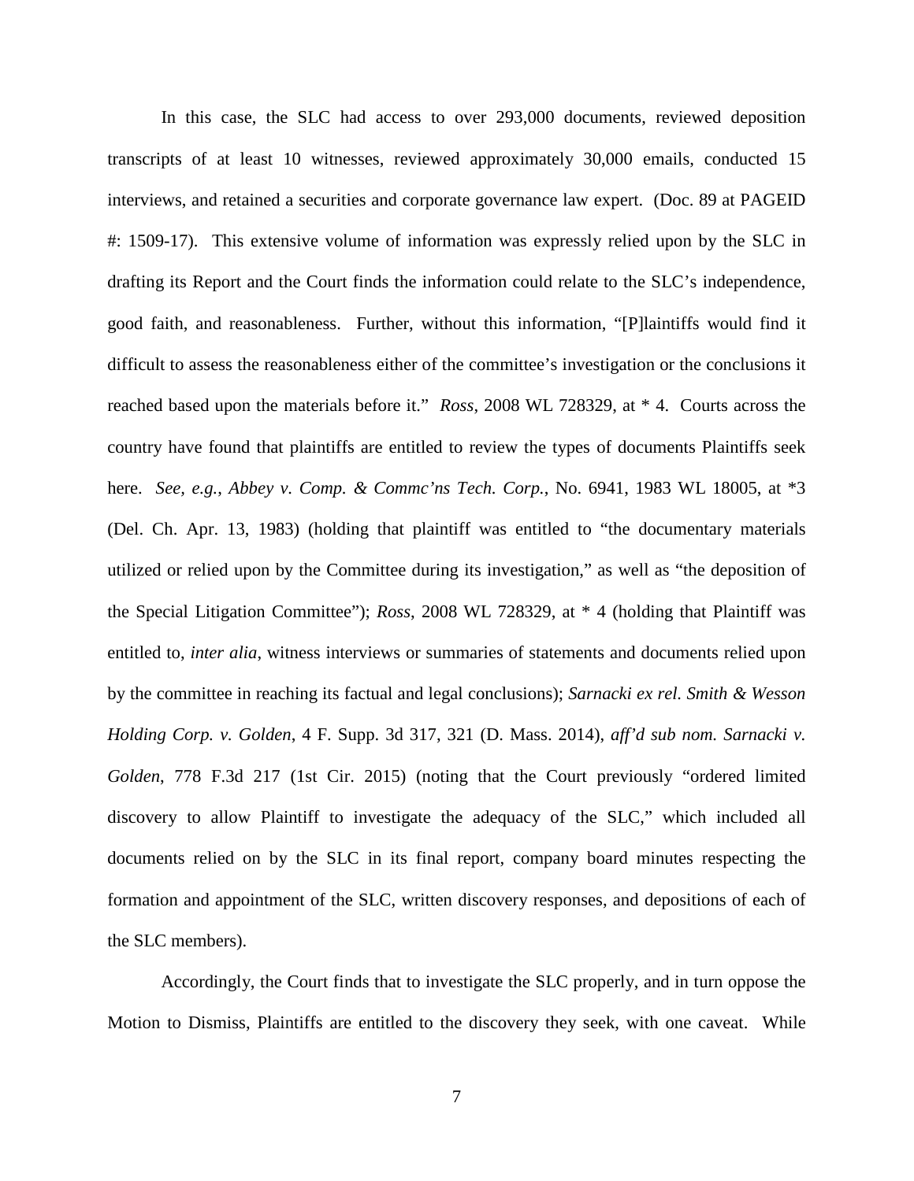In this case, the SLC had access to over 293,000 documents, reviewed deposition transcripts of at least 10 witnesses, reviewed approximately 30,000 emails, conducted 15 interviews, and retained a securities and corporate governance law expert. (Doc. 89 at PAGEID #: 1509-17). This extensive volume of information was expressly relied upon by the SLC in drafting its Report and the Court finds the information could relate to the SLC's independence, good faith, and reasonableness. Further, without this information, "[P]laintiffs would find it difficult to assess the reasonableness either of the committee's investigation or the conclusions it reached based upon the materials before it." *Ross*, 2008 WL 728329, at * 4. Courts across the country have found that plaintiffs are entitled to review the types of documents Plaintiffs seek here. *See, e.g.*, *Abbey v. Comp. & Commc'ns Tech. Corp.*, No. 6941, 1983 WL 18005, at *3 (Del. Ch. Apr. 13, 1983) (holding that plaintiff was entitled to "the documentary materials utilized or relied upon by the Committee during its investigation," as well as "the deposition of the Special Litigation Committee"); *Ross*, 2008 WL 728329, at * 4 (holding that Plaintiff was entitled to, *inter alia*, witness interviews or summaries of statements and documents relied upon by the committee in reaching its factual and legal conclusions); *Sarnacki ex rel. Smith & Wesson Holding Corp. v. Golden*, 4 F. Supp. 3d 317, 321 (D. Mass. 2014), *aff'd sub nom. Sarnacki v. Golden*, 778 F.3d 217 (1st Cir. 2015) (noting that the Court previously "ordered limited discovery to allow Plaintiff to investigate the adequacy of the SLC," which included all documents relied on by the SLC in its final report, company board minutes respecting the formation and appointment of the SLC, written discovery responses, and depositions of each of the SLC members).

Accordingly, the Court finds that to investigate the SLC properly, and in turn oppose the Motion to Dismiss, Plaintiffs are entitled to the discovery they seek, with one caveat. While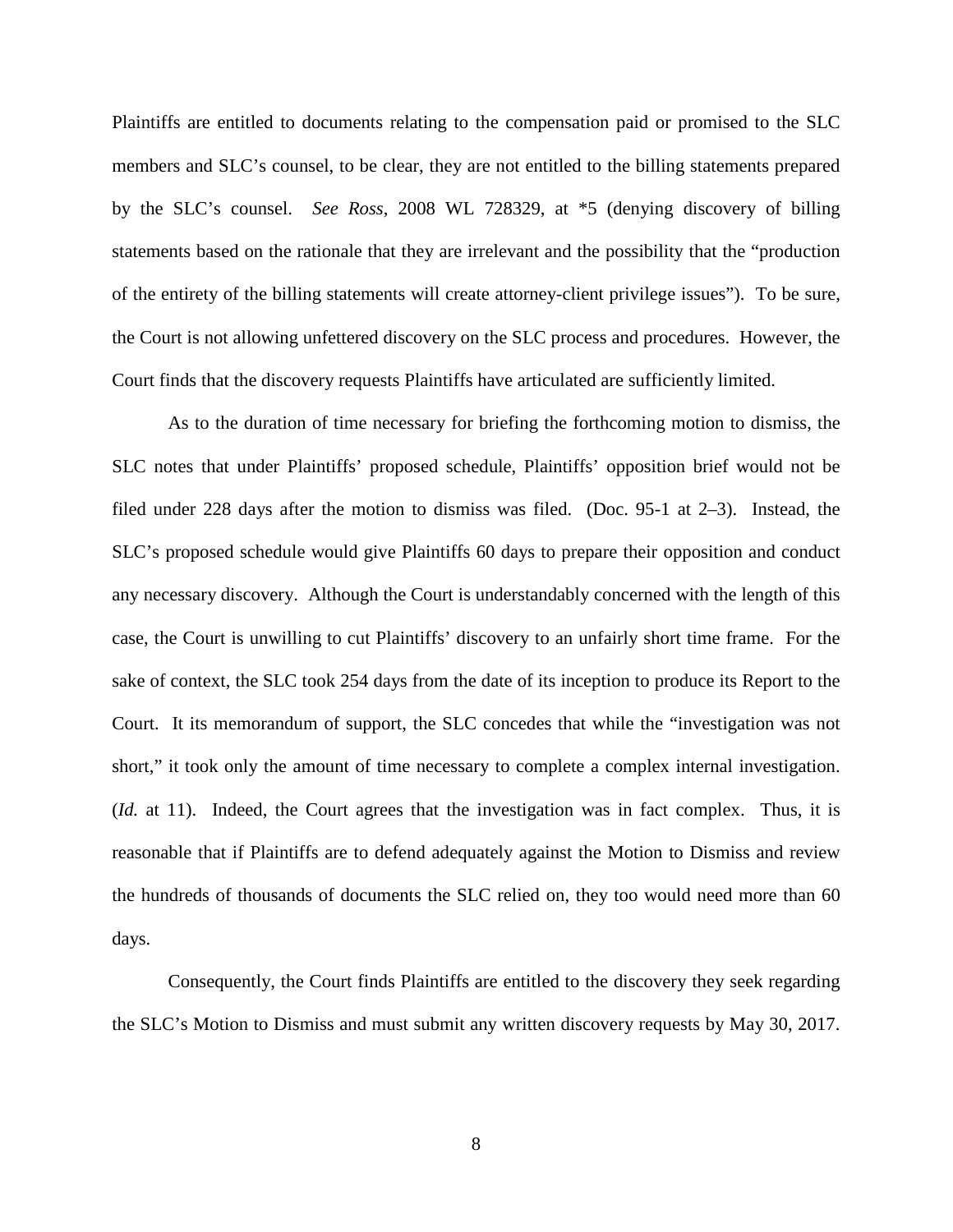Plaintiffs are entitled to documents relating to the compensation paid or promised to the SLC members and SLC's counsel, to be clear, they are not entitled to the billing statements prepared by the SLC's counsel. *See Ross*, 2008 WL 728329, at *5 (denying discovery of billing statements based on the rationale that they are irrelevant and the possibility that the "production of the entirety of the billing statements will create attorney-client privilege issues"). To be sure, the Court is not allowing unfettered discovery on the SLC process and procedures. However, the Court finds that the discovery requests Plaintiffs have articulated are sufficiently limited.

As to the duration of time necessary for briefing the forthcoming motion to dismiss, the SLC notes that under Plaintiffs' proposed schedule, Plaintiffs' opposition brief would not be filed under 228 days after the motion to dismiss was filed. (Doc. 95-1 at 2–3). Instead, the SLC's proposed schedule would give Plaintiffs 60 days to prepare their opposition and conduct any necessary discovery. Although the Court is understandably concerned with the length of this case, the Court is unwilling to cut Plaintiffs' discovery to an unfairly short time frame. For the sake of context, the SLC took 254 days from the date of its inception to produce its Report to the Court. It its memorandum of support, the SLC concedes that while the "investigation was not short," it took only the amount of time necessary to complete a complex internal investigation. (*Id.* at 11). Indeed, the Court agrees that the investigation was in fact complex. Thus, it is reasonable that if Plaintiffs are to defend adequately against the Motion to Dismiss and review the hundreds of thousands of documents the SLC relied on, they too would need more than 60 days.

Consequently, the Court finds Plaintiffs are entitled to the discovery they seek regarding the SLC's Motion to Dismiss and must submit any written discovery requests by May 30, 2017.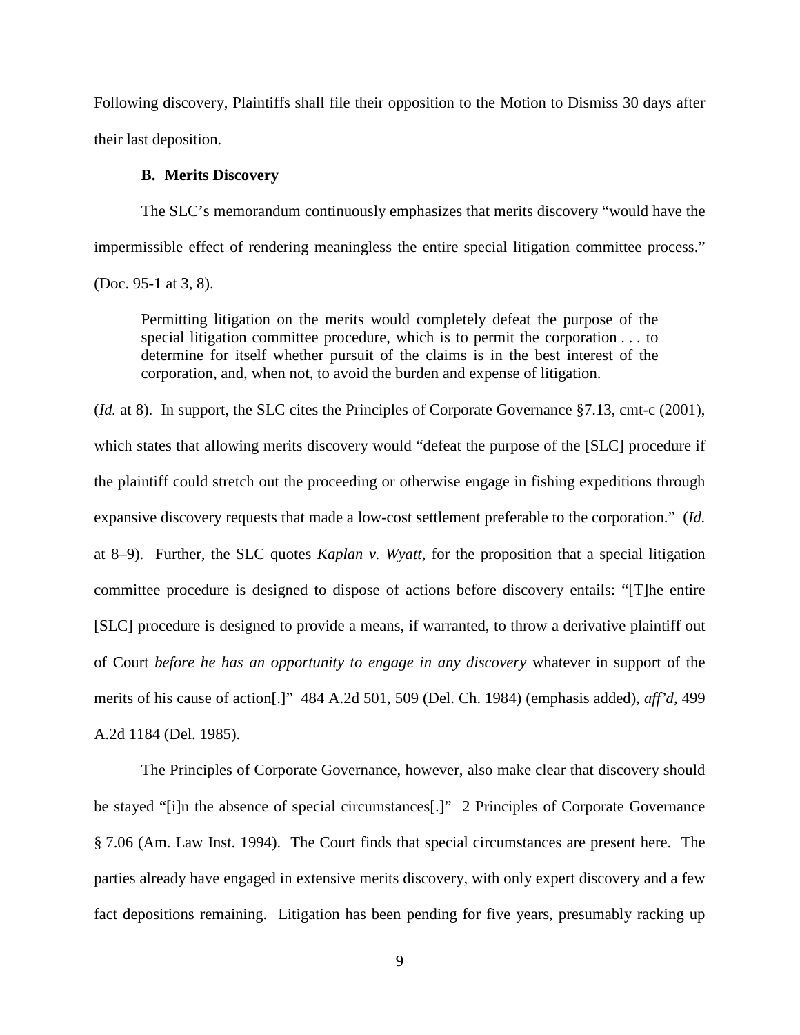Following discovery, Plaintiffs shall file their opposition to the Motion to Dismiss 30 days after their last deposition.

### B. Merits Discovery

The SLC's memorandum continuously emphasizes that merits discovery "would have the impermissible effect of rendering meaningless the entire special litigation committee process." (Doc. 95-1 at 3, 8).

> Permitting litigation on the merits would completely defeat the purpose of the special litigation committee procedure, which is to permit the corporation . . . to determine for itself whether pursuit of the claims is in the best interest of the corporation, and, when not, to avoid the burden and expense of litigation.

(*Id.* at 8). In support, the SLC cites the Principles of Corporate Governance §7.13, cmt-c (2001), which states that allowing merits discovery would "defeat the purpose of the [SLC] procedure if the plaintiff could stretch out the proceeding or otherwise engage in fishing expeditions through expansive discovery requests that made a low-cost settlement preferable to the corporation." (*Id.* at 8–9). Further, the SLC quotes *Kaplan v. Wyatt*, for the proposition that a special litigation committee procedure is designed to dispose of actions before discovery entails: "[T]he entire [SLC] procedure is designed to provide a means, if warranted, to throw a derivative plaintiff out of Court *before he has an opportunity to engage in any discovery* whatever in support of the merits of his cause of action[.]" 484 A.2d 501, 509 (Del. Ch. 1984) (emphasis added), *aff'd*, 499 A.2d 1184 (Del. 1985).

The Principles of Corporate Governance, however, also make clear that discovery should be stayed "[i]n the absence of special circumstances[.]" 2 Principles of Corporate Governance § 7.06 (Am. Law Inst. 1994). The Court finds that special circumstances are present here. The parties already have engaged in extensive merits discovery, with only expert discovery and a few fact depositions remaining. Litigation has been pending for five years, presumably racking up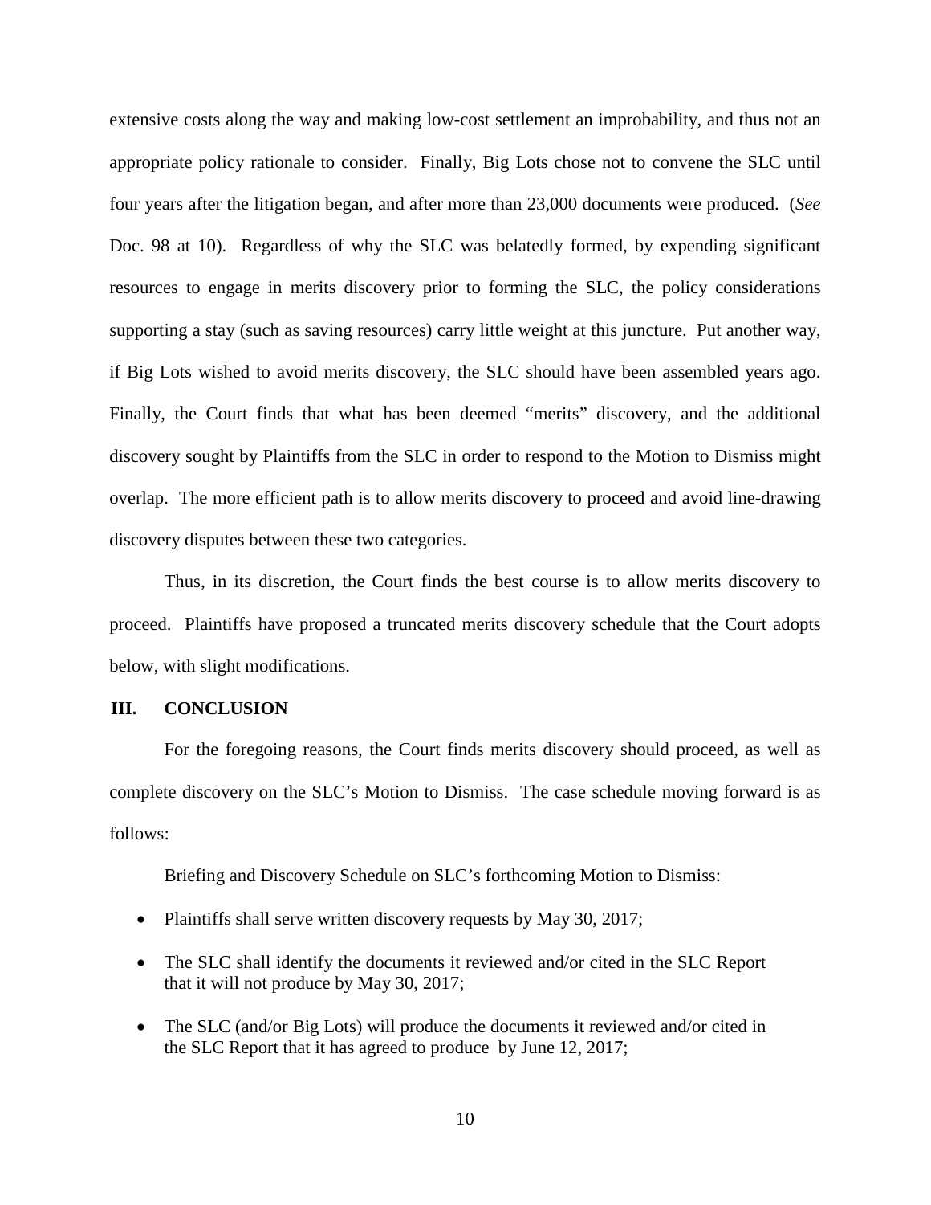extensive costs along the way and making low-cost settlement an improbability, and thus not an appropriate policy rationale to consider. Finally, Big Lots chose not to convene the SLC until four years after the litigation began, and after more than 23,000 documents were produced. (*See* Doc. 98 at 10). Regardless of why the SLC was belatedly formed, by expending significant resources to engage in merits discovery prior to forming the SLC, the policy considerations supporting a stay (such as saving resources) carry little weight at this juncture. Put another way, if Big Lots wished to avoid merits discovery, the SLC should have been assembled years ago. Finally, the Court finds that what has been deemed "merits" discovery, and the additional discovery sought by Plaintiffs from the SLC in order to respond to the Motion to Dismiss might overlap. The more efficient path is to allow merits discovery to proceed and avoid line-drawing discovery disputes between these two categories.

Thus, in its discretion, the Court finds the best course is to allow merits discovery to proceed. Plaintiffs have proposed a truncated merits discovery schedule that the Court adopts below, with slight modifications.

## III. CONCLUSION

For the foregoing reasons, the Court finds merits discovery should proceed, as well as complete discovery on the SLC's Motion to Dismiss. The case schedule moving forward is as follows:

<u>Briefing and Discovery Schedule on SLC's forthcoming Motion to Dismiss:</u>

- Plaintiffs shall serve written discovery requests by May 30, 2017;
- The SLC shall identify the documents it reviewed and/or cited in the SLC Report that it will not produce by May 30, 2017;
- The SLC (and/or Big Lots) will produce the documents it reviewed and/or cited in the SLC Report that it has agreed to produce by June 12, 2017;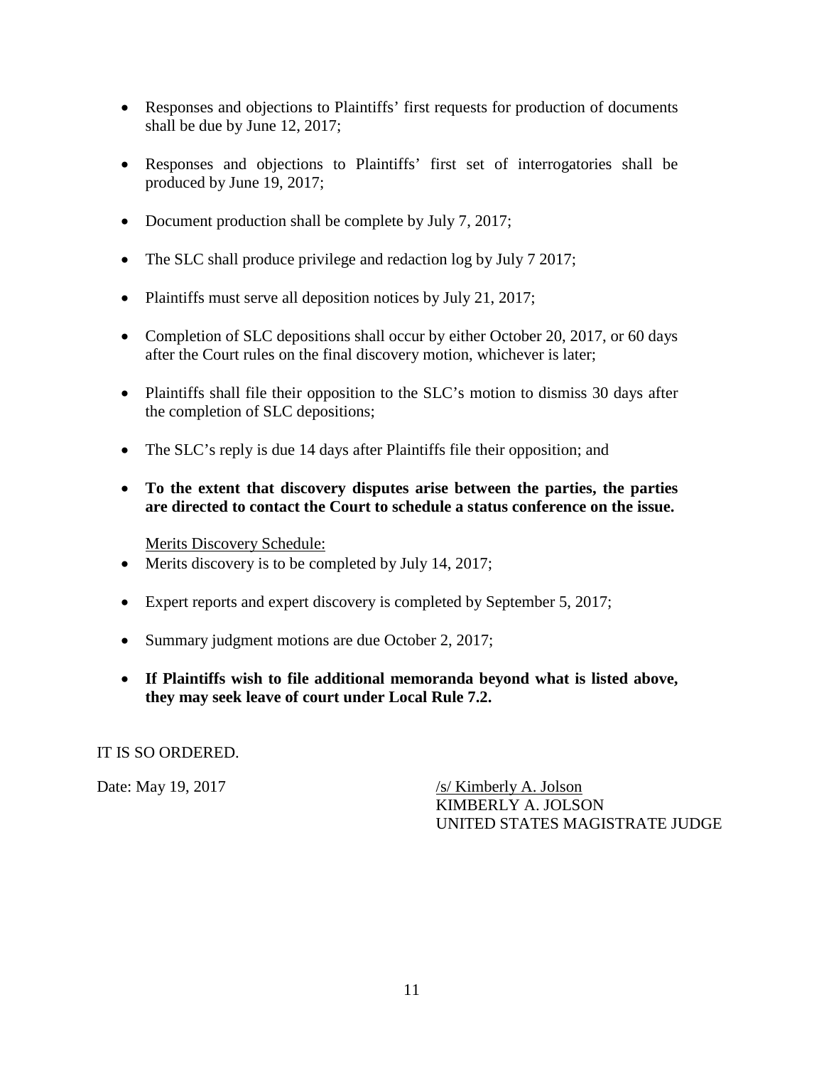- Responses and objections to Plaintiffs' first requests for production of documents shall be due by June 12, 2017;

- Responses and objections to Plaintiffs' first set of interrogatories shall be produced by June 19, 2017;

- Document production shall be complete by July 7, 2017;

- The SLC shall produce privilege and redaction log by July 7 2017;

- Plaintiffs must serve all deposition notices by July 21, 2017;

- Completion of SLC depositions shall occur by either October 20, 2017, or 60 days after the Court rules on the final discovery motion, whichever is later;

- Plaintiffs shall file their opposition to the SLC's motion to dismiss 30 days after the completion of SLC depositions;

- The SLC's reply is due 14 days after Plaintiffs file their opposition; and

- **To the extent that discovery disputes arise between the parties, the parties are directed to contact the Court to schedule a status conference on the issue.**

Merits Discovery Schedule:

- Merits discovery is to be completed by July 14, 2017;

- Expert reports and expert discovery is completed by September 5, 2017;

- Summary judgment motions are due October 2, 2017;

- **If Plaintiffs wish to file additional memoranda beyond what is listed above, they may seek leave of court under Local Rule 7.2.**

IT IS SO ORDERED.

Date: May 19, 2017

/s/ Kimberly A. Jolson
KIMBERLY A. JOLSON
UNITED STATES MAGISTRATE JUDGE